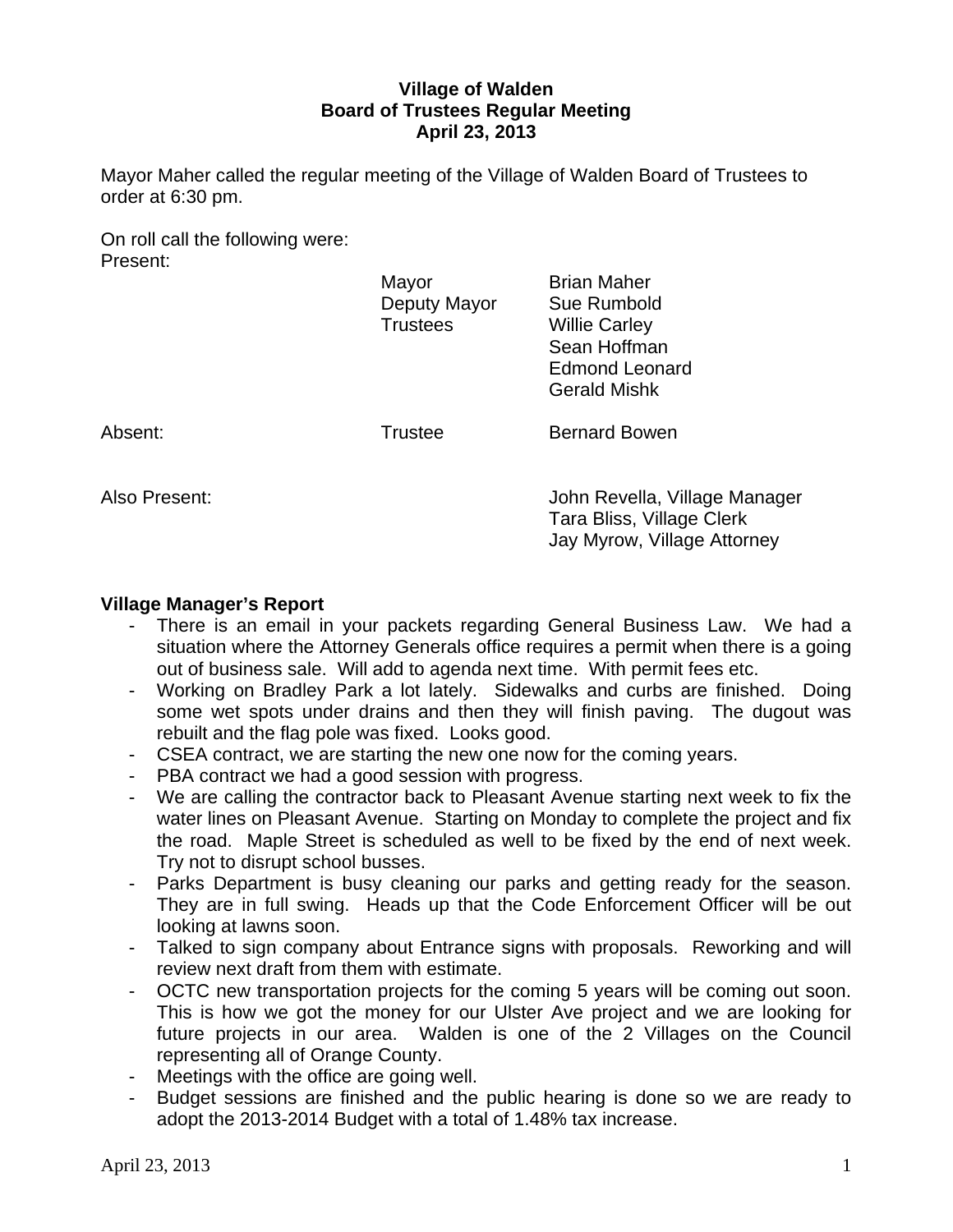# Village of Walden
## Board of Trustees Regular Meeting
## April 23, 2013

Mayor Maher called the regular meeting of the Village of Walden Board of Trustees to order at 6:30 pm.

On roll call the following were:

Present:

| | | |
|---|---|---|
| | Mayor | Brian Maher |
| | Deputy Mayor | Sue Rumbold |
| | Trustees | Willie Carley |
| | | Sean Hoffman |
| | | Edmond Leonard |
| | | Gerald Mishk |
| Absent: | Trustee | Bernard Bowen |
| Also Present: | | John Revella, Village Manager |
| | | Tara Bliss, Village Clerk |
| | | Jay Myrow, Village Attorney |

**Village Manager's Report**

- There is an email in your packets regarding General Business Law. We had a situation where the Attorney Generals office requires a permit when there is a going out of business sale. Will add to agenda next time. With permit fees etc.
- Working on Bradley Park a lot lately. Sidewalks and curbs are finished. Doing some wet spots under drains and then they will finish paving. The dugout was rebuilt and the flag pole was fixed. Looks good.
- CSEA contract, we are starting the new one now for the coming years.
- PBA contract we had a good session with progress.
- We are calling the contractor back to Pleasant Avenue starting next week to fix the water lines on Pleasant Avenue. Starting on Monday to complete the project and fix the road. Maple Street is scheduled as well to be fixed by the end of next week. Try not to disrupt school busses.
- Parks Department is busy cleaning our parks and getting ready for the season. They are in full swing. Heads up that the Code Enforcement Officer will be out looking at lawns soon.
- Talked to sign company about Entrance signs with proposals. Reworking and will review next draft from them with estimate.
- OCTC new transportation projects for the coming 5 years will be coming out soon. This is how we got the money for our Ulster Ave project and we are looking for future projects in our area. Walden is one of the 2 Villages on the Council representing all of Orange County.
- Meetings with the office are going well.
- Budget sessions are finished and the public hearing is done so we are ready to adopt the 2013-2014 Budget with a total of 1.48% tax increase.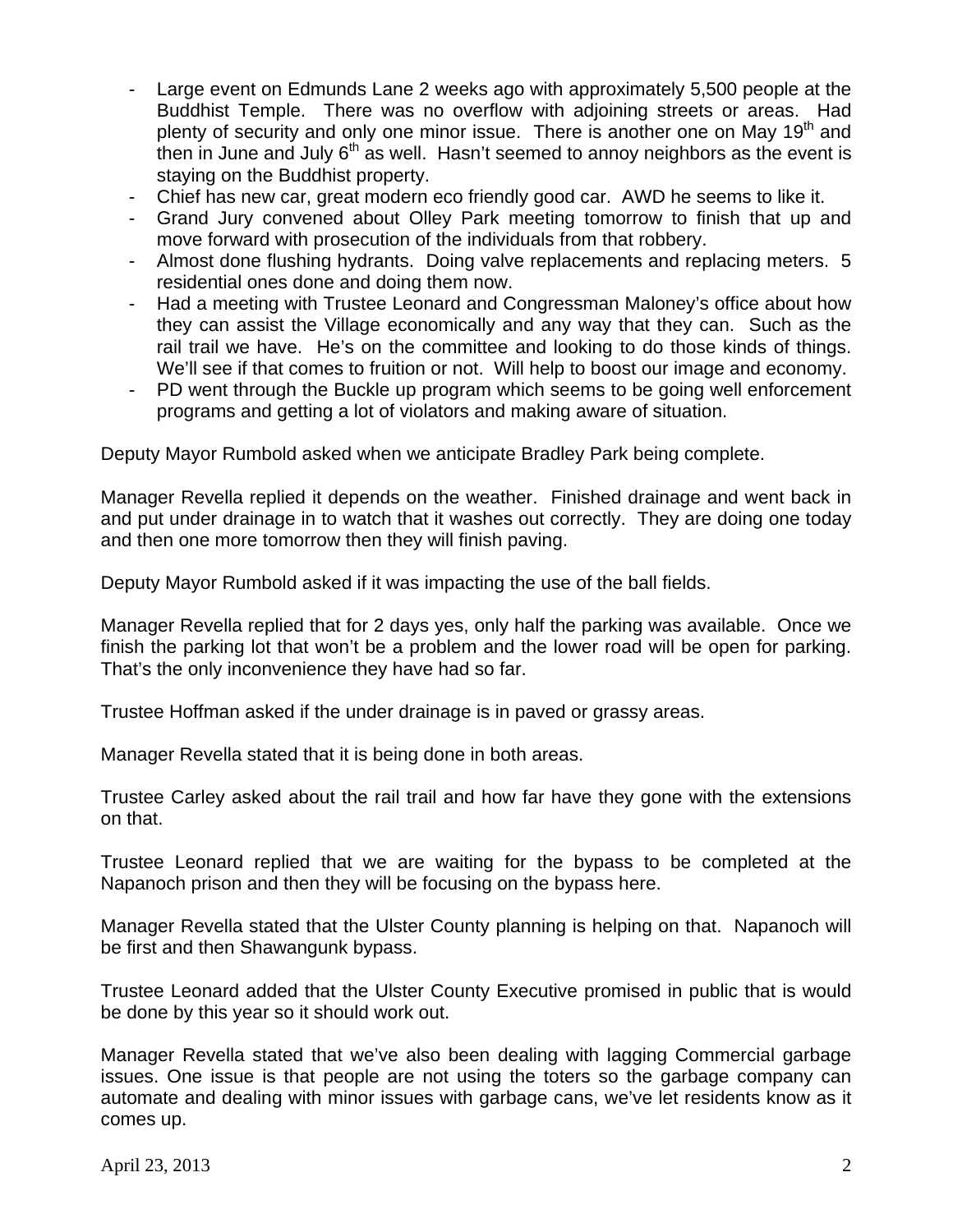- Large event on Edmunds Lane 2 weeks ago with approximately 5,500 people at the Buddhist Temple. There was no overflow with adjoining streets or areas. Had plenty of security and only one minor issue. There is another one on May 19th and then in June and July 6th as well. Hasn't seemed to annoy neighbors as the event is staying on the Buddhist property.
- Chief has new car, great modern eco friendly good car. AWD he seems to like it.
- Grand Jury convened about Olley Park meeting tomorrow to finish that up and move forward with prosecution of the individuals from that robbery.
- Almost done flushing hydrants. Doing valve replacements and replacing meters. 5 residential ones done and doing them now.
- Had a meeting with Trustee Leonard and Congressman Maloney's office about how they can assist the Village economically and any way that they can. Such as the rail trail we have. He's on the committee and looking to do those kinds of things. We'll see if that comes to fruition or not. Will help to boost our image and economy.
- PD went through the Buckle up program which seems to be going well enforcement programs and getting a lot of violators and making aware of situation.

Deputy Mayor Rumbold asked when we anticipate Bradley Park being complete.

Manager Revella replied it depends on the weather. Finished drainage and went back in and put under drainage in to watch that it washes out correctly. They are doing one today and then one more tomorrow then they will finish paving.

Deputy Mayor Rumbold asked if it was impacting the use of the ball fields.

Manager Revella replied that for 2 days yes, only half the parking was available. Once we finish the parking lot that won't be a problem and the lower road will be open for parking. That's the only inconvenience they have had so far.

Trustee Hoffman asked if the under drainage is in paved or grassy areas.

Manager Revella stated that it is being done in both areas.

Trustee Carley asked about the rail trail and how far have they gone with the extensions on that.

Trustee Leonard replied that we are waiting for the bypass to be completed at the Napanoch prison and then they will be focusing on the bypass here.

Manager Revella stated that the Ulster County planning is helping on that. Napanoch will be first and then Shawangunk bypass.

Trustee Leonard added that the Ulster County Executive promised in public that is would be done by this year so it should work out.

Manager Revella stated that we've also been dealing with lagging Commercial garbage issues. One issue is that people are not using the toters so the garbage company can automate and dealing with minor issues with garbage cans, we've let residents know as it comes up.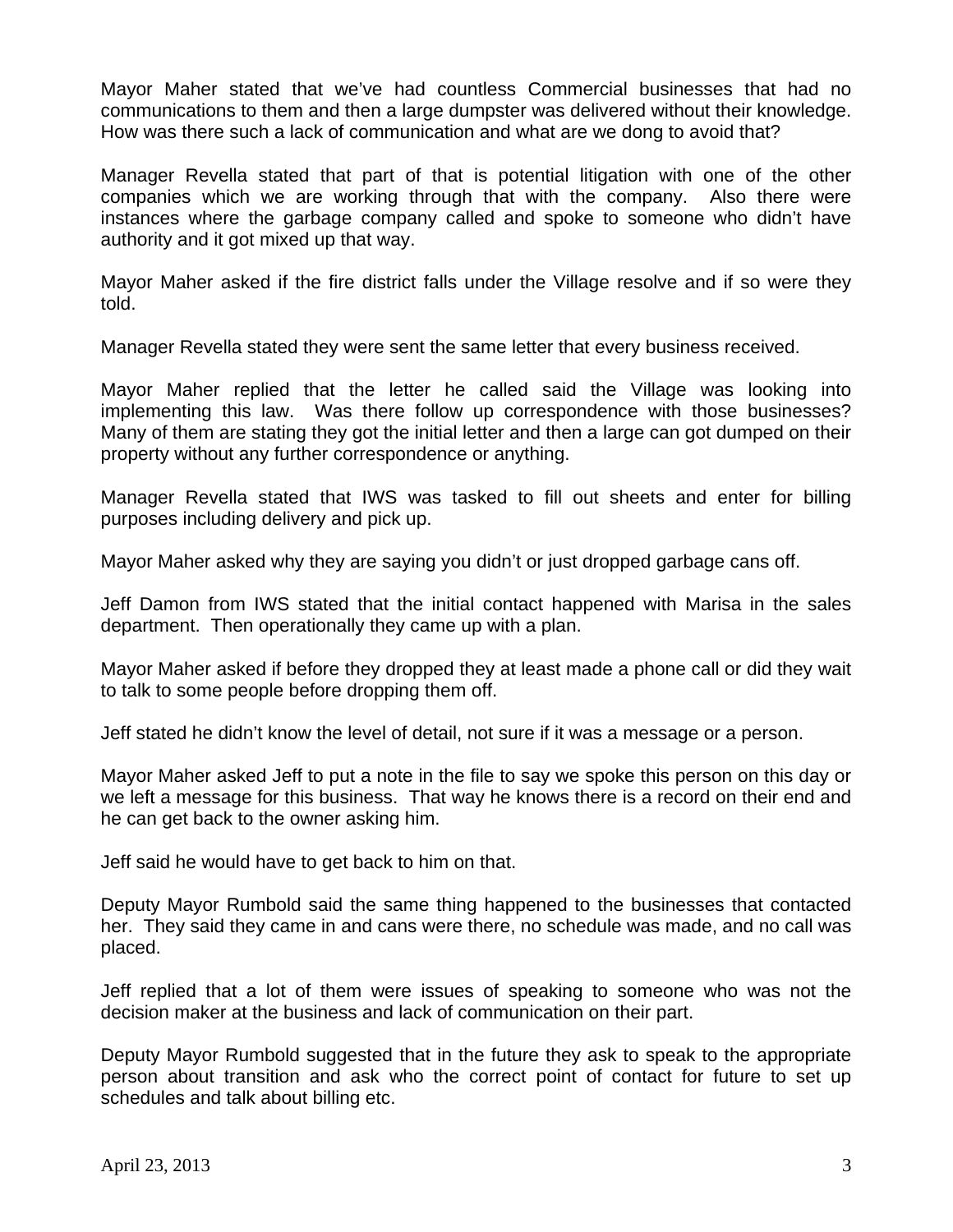Mayor Maher stated that we've had countless Commercial businesses that had no communications to them and then a large dumpster was delivered without their knowledge. How was there such a lack of communication and what are we dong to avoid that?

Manager Revella stated that part of that is potential litigation with one of the other companies which we are working through that with the company. Also there were instances where the garbage company called and spoke to someone who didn't have authority and it got mixed up that way.

Mayor Maher asked if the fire district falls under the Village resolve and if so were they told.

Manager Revella stated they were sent the same letter that every business received.

Mayor Maher replied that the letter he called said the Village was looking into implementing this law. Was there follow up correspondence with those businesses? Many of them are stating they got the initial letter and then a large can got dumped on their property without any further correspondence or anything.

Manager Revella stated that IWS was tasked to fill out sheets and enter for billing purposes including delivery and pick up.

Mayor Maher asked why they are saying you didn't or just dropped garbage cans off.

Jeff Damon from IWS stated that the initial contact happened with Marisa in the sales department. Then operationally they came up with a plan.

Mayor Maher asked if before they dropped they at least made a phone call or did they wait to talk to some people before dropping them off.

Jeff stated he didn't know the level of detail, not sure if it was a message or a person.

Mayor Maher asked Jeff to put a note in the file to say we spoke this person on this day or we left a message for this business. That way he knows there is a record on their end and he can get back to the owner asking him.

Jeff said he would have to get back to him on that.

Deputy Mayor Rumbold said the same thing happened to the businesses that contacted her. They said they came in and cans were there, no schedule was made, and no call was placed.

Jeff replied that a lot of them were issues of speaking to someone who was not the decision maker at the business and lack of communication on their part.

Deputy Mayor Rumbold suggested that in the future they ask to speak to the appropriate person about transition and ask who the correct point of contact for future to set up schedules and talk about billing etc.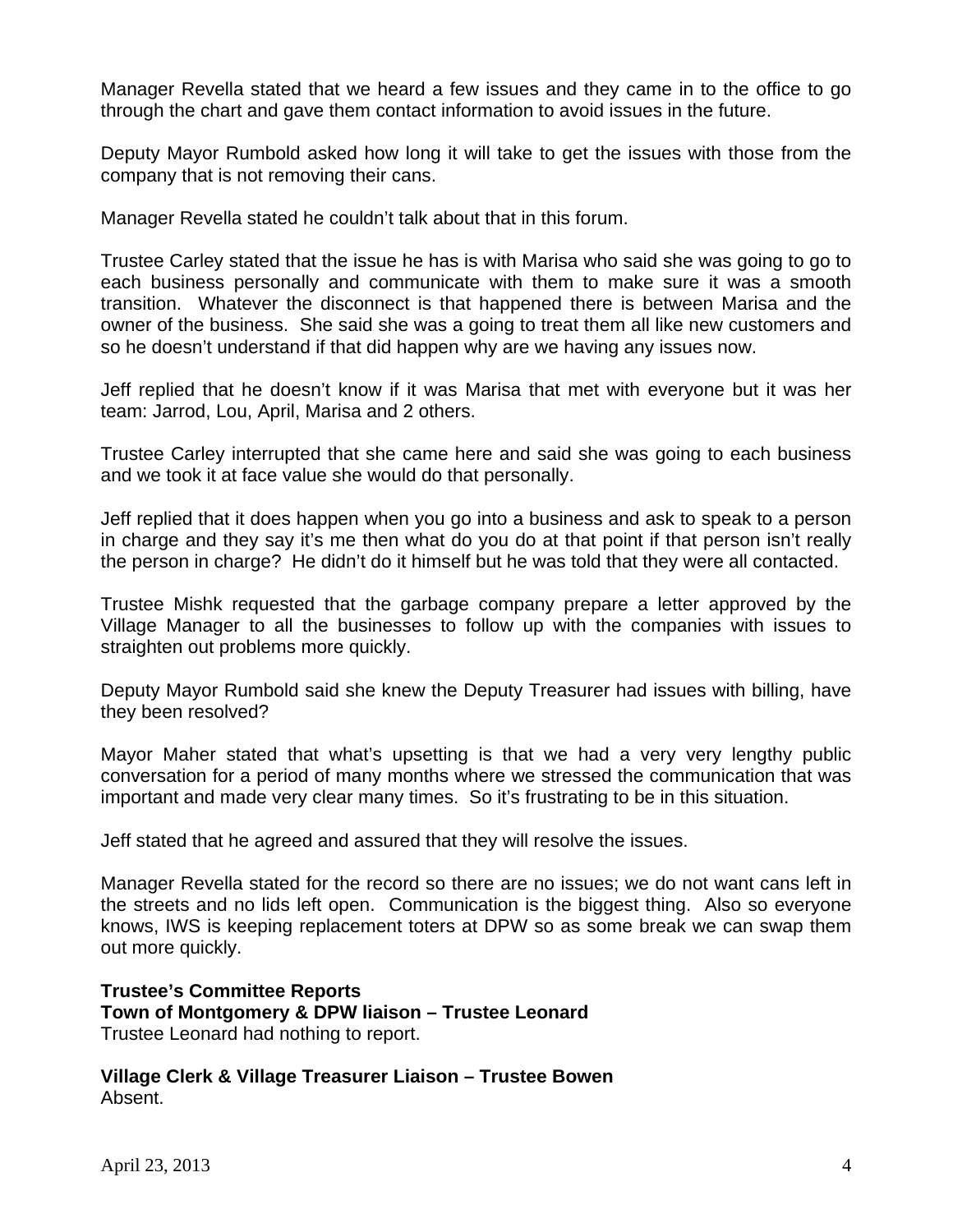Manager Revella stated that we heard a few issues and they came in to the office to go through the chart and gave them contact information to avoid issues in the future.

Deputy Mayor Rumbold asked how long it will take to get the issues with those from the company that is not removing their cans.

Manager Revella stated he couldn't talk about that in this forum.

Trustee Carley stated that the issue he has is with Marisa who said she was going to go to each business personally and communicate with them to make sure it was a smooth transition. Whatever the disconnect is that happened there is between Marisa and the owner of the business. She said she was a going to treat them all like new customers and so he doesn't understand if that did happen why are we having any issues now.

Jeff replied that he doesn't know if it was Marisa that met with everyone but it was her team: Jarrod, Lou, April, Marisa and 2 others.

Trustee Carley interrupted that she came here and said she was going to each business and we took it at face value she would do that personally.

Jeff replied that it does happen when you go into a business and ask to speak to a person in charge and they say it's me then what do you do at that point if that person isn't really the person in charge? He didn't do it himself but he was told that they were all contacted.

Trustee Mishk requested that the garbage company prepare a letter approved by the Village Manager to all the businesses to follow up with the companies with issues to straighten out problems more quickly.

Deputy Mayor Rumbold said she knew the Deputy Treasurer had issues with billing, have they been resolved?

Mayor Maher stated that what's upsetting is that we had a very very lengthy public conversation for a period of many months where we stressed the communication that was important and made very clear many times. So it's frustrating to be in this situation.

Jeff stated that he agreed and assured that they will resolve the issues.

Manager Revella stated for the record so there are no issues; we do not want cans left in the streets and no lids left open. Communication is the biggest thing. Also so everyone knows, IWS is keeping replacement toters at DPW so as some break we can swap them out more quickly.

**Trustee's Committee Reports**
**Town of Montgomery & DPW liaison – Trustee Leonard**
Trustee Leonard had nothing to report.

**Village Clerk & Village Treasurer Liaison – Trustee Bowen**
Absent.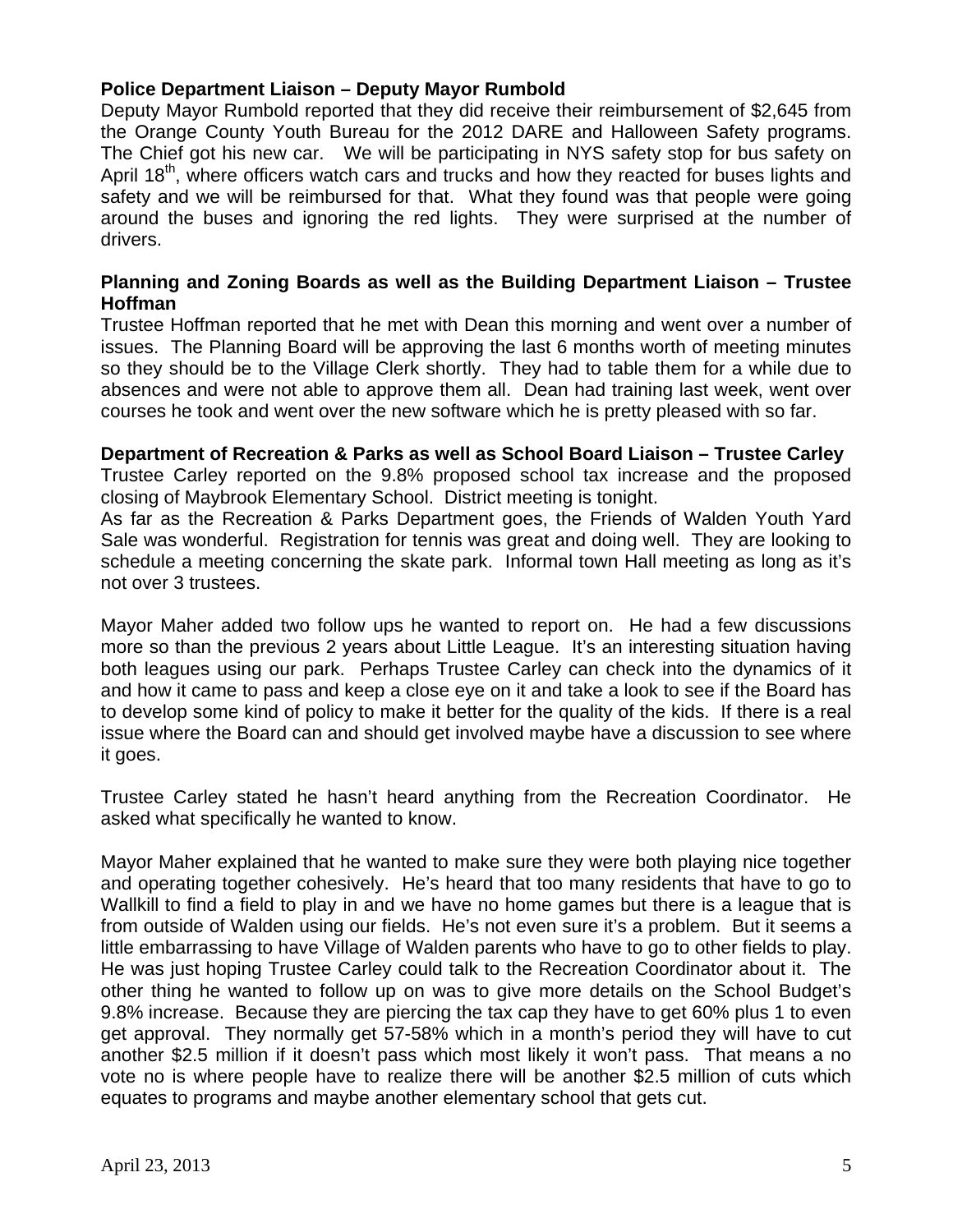**Police Department Liaison – Deputy Mayor Rumbold**

Deputy Mayor Rumbold reported that they did receive their reimbursement of $2,645 from the Orange County Youth Bureau for the 2012 DARE and Halloween Safety programs. The Chief got his new car. We will be participating in NYS safety stop for bus safety on April 18th, where officers watch cars and trucks and how they reacted for buses lights and safety and we will be reimbursed for that. What they found was that people were going around the buses and ignoring the red lights. They were surprised at the number of drivers.

**Planning and Zoning Boards as well as the Building Department Liaison – Trustee Hoffman**

Trustee Hoffman reported that he met with Dean this morning and went over a number of issues. The Planning Board will be approving the last 6 months worth of meeting minutes so they should be to the Village Clerk shortly. They had to table them for a while due to absences and were not able to approve them all. Dean had training last week, went over courses he took and went over the new software which he is pretty pleased with so far.

**Department of Recreation & Parks as well as School Board Liaison – Trustee Carley**

Trustee Carley reported on the 9.8% proposed school tax increase and the proposed closing of Maybrook Elementary School. District meeting is tonight.

As far as the Recreation & Parks Department goes, the Friends of Walden Youth Yard Sale was wonderful. Registration for tennis was great and doing well. They are looking to schedule a meeting concerning the skate park. Informal town Hall meeting as long as it's not over 3 trustees.

Mayor Maher added two follow ups he wanted to report on. He had a few discussions more so than the previous 2 years about Little League. It's an interesting situation having both leagues using our park. Perhaps Trustee Carley can check into the dynamics of it and how it came to pass and keep a close eye on it and take a look to see if the Board has to develop some kind of policy to make it better for the quality of the kids. If there is a real issue where the Board can and should get involved maybe have a discussion to see where it goes.

Trustee Carley stated he hasn't heard anything from the Recreation Coordinator. He asked what specifically he wanted to know.

Mayor Maher explained that he wanted to make sure they were both playing nice together and operating together cohesively. He's heard that too many residents that have to go to Wallkill to find a field to play in and we have no home games but there is a league that is from outside of Walden using our fields. He's not even sure it's a problem. But it seems a little embarrassing to have Village of Walden parents who have to go to other fields to play. He was just hoping Trustee Carley could talk to the Recreation Coordinator about it. The other thing he wanted to follow up on was to give more details on the School Budget's 9.8% increase. Because they are piercing the tax cap they have to get 60% plus 1 to even get approval. They normally get 57-58% which in a month's period they will have to cut another $2.5 million if it doesn't pass which most likely it won't pass. That means a no vote no is where people have to realize there will be another $2.5 million of cuts which equates to programs and maybe another elementary school that gets cut.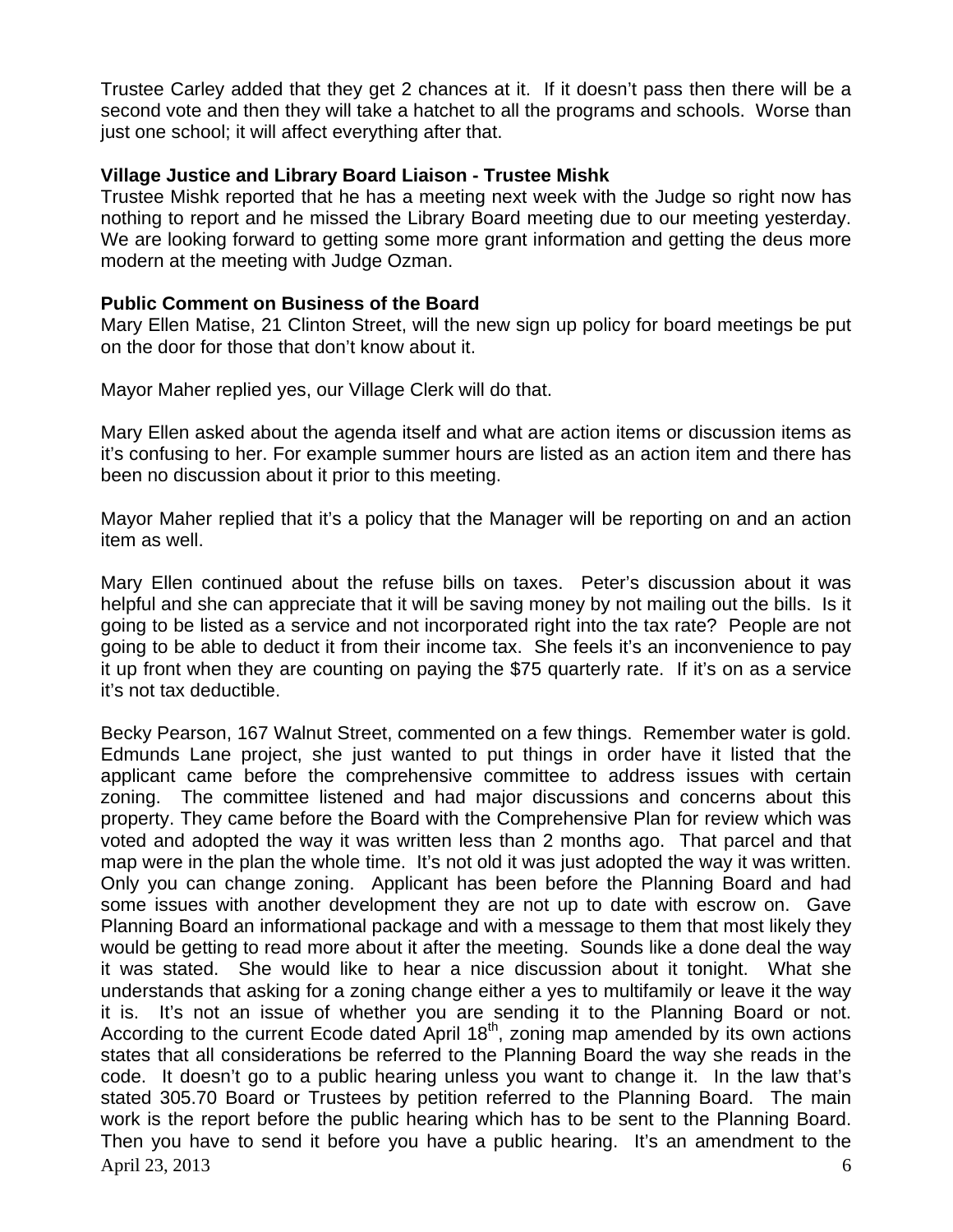Trustee Carley added that they get 2 chances at it. If it doesn't pass then there will be a second vote and then they will take a hatchet to all the programs and schools. Worse than just one school; it will affect everything after that.

**Village Justice and Library Board Liaison - Trustee Mishk**

Trustee Mishk reported that he has a meeting next week with the Judge so right now has nothing to report and he missed the Library Board meeting due to our meeting yesterday. We are looking forward to getting some more grant information and getting the deus more modern at the meeting with Judge Ozman.

**Public Comment on Business of the Board**

Mary Ellen Matise, 21 Clinton Street, will the new sign up policy for board meetings be put on the door for those that don't know about it.

Mayor Maher replied yes, our Village Clerk will do that.

Mary Ellen asked about the agenda itself and what are action items or discussion items as it's confusing to her. For example summer hours are listed as an action item and there has been no discussion about it prior to this meeting.

Mayor Maher replied that it's a policy that the Manager will be reporting on and an action item as well.

Mary Ellen continued about the refuse bills on taxes. Peter's discussion about it was helpful and she can appreciate that it will be saving money by not mailing out the bills. Is it going to be listed as a service and not incorporated right into the tax rate? People are not going to be able to deduct it from their income tax. She feels it's an inconvenience to pay it up front when they are counting on paying the $75 quarterly rate. If it's on as a service it's not tax deductible.

Becky Pearson, 167 Walnut Street, commented on a few things. Remember water is gold. Edmunds Lane project, she just wanted to put things in order have it listed that the applicant came before the comprehensive committee to address issues with certain zoning. The committee listened and had major discussions and concerns about this property. They came before the Board with the Comprehensive Plan for review which was voted and adopted the way it was written less than 2 months ago. That parcel and that map were in the plan the whole time. It's not old it was just adopted the way it was written. Only you can change zoning. Applicant has been before the Planning Board and had some issues with another development they are not up to date with escrow on. Gave Planning Board an informational package and with a message to them that most likely they would be getting to read more about it after the meeting. Sounds like a done deal the way it was stated. She would like to hear a nice discussion about it tonight. What she understands that asking for a zoning change either a yes to multifamily or leave it the way it is. It's not an issue of whether you are sending it to the Planning Board or not. According to the current Ecode dated April 18th, zoning map amended by its own actions states that all considerations be referred to the Planning Board the way she reads in the code. It doesn't go to a public hearing unless you want to change it. In the law that's stated 305.70 Board or Trustees by petition referred to the Planning Board. The main work is the report before the public hearing which has to be sent to the Planning Board. Then you have to send it before you have a public hearing. It's an amendment to the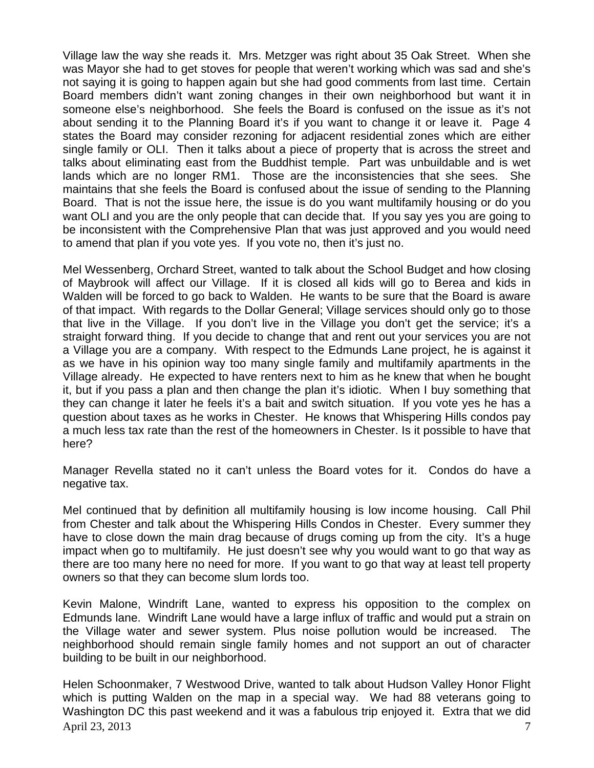Village law the way she reads it. Mrs. Metzger was right about 35 Oak Street. When she was Mayor she had to get stoves for people that weren't working which was sad and she's not saying it is going to happen again but she had good comments from last time. Certain Board members didn't want zoning changes in their own neighborhood but want it in someone else's neighborhood. She feels the Board is confused on the issue as it's not about sending it to the Planning Board it's if you want to change it or leave it. Page 4 states the Board may consider rezoning for adjacent residential zones which are either single family or OLI. Then it talks about a piece of property that is across the street and talks about eliminating east from the Buddhist temple. Part was unbuildable and is wet lands which are no longer RM1. Those are the inconsistencies that she sees. She maintains that she feels the Board is confused about the issue of sending to the Planning Board. That is not the issue here, the issue is do you want multifamily housing or do you want OLI and you are the only people that can decide that. If you say yes you are going to be inconsistent with the Comprehensive Plan that was just approved and you would need to amend that plan if you vote yes. If you vote no, then it's just no.

Mel Wessenberg, Orchard Street, wanted to talk about the School Budget and how closing of Maybrook will affect our Village. If it is closed all kids will go to Berea and kids in Walden will be forced to go back to Walden. He wants to be sure that the Board is aware of that impact. With regards to the Dollar General; Village services should only go to those that live in the Village. If you don't live in the Village you don't get the service; it's a straight forward thing. If you decide to change that and rent out your services you are not a Village you are a company. With respect to the Edmunds Lane project, he is against it as we have in his opinion way too many single family and multifamily apartments in the Village already. He expected to have renters next to him as he knew that when he bought it, but if you pass a plan and then change the plan it's idiotic. When I buy something that they can change it later he feels it's a bait and switch situation. If you vote yes he has a question about taxes as he works in Chester. He knows that Whispering Hills condos pay a much less tax rate than the rest of the homeowners in Chester. Is it possible to have that here?

Manager Revella stated no it can't unless the Board votes for it. Condos do have a negative tax.

Mel continued that by definition all multifamily housing is low income housing. Call Phil from Chester and talk about the Whispering Hills Condos in Chester. Every summer they have to close down the main drag because of drugs coming up from the city. It's a huge impact when go to multifamily. He just doesn't see why you would want to go that way as there are too many here no need for more. If you want to go that way at least tell property owners so that they can become slum lords too.

Kevin Malone, Windrift Lane, wanted to express his opposition to the complex on Edmunds lane. Windrift Lane would have a large influx of traffic and would put a strain on the Village water and sewer system. Plus noise pollution would be increased. The neighborhood should remain single family homes and not support an out of character building to be built in our neighborhood.

Helen Schoonmaker, 7 Westwood Drive, wanted to talk about Hudson Valley Honor Flight which is putting Walden on the map in a special way. We had 88 veterans going to Washington DC this past weekend and it was a fabulous trip enjoyed it. Extra that we did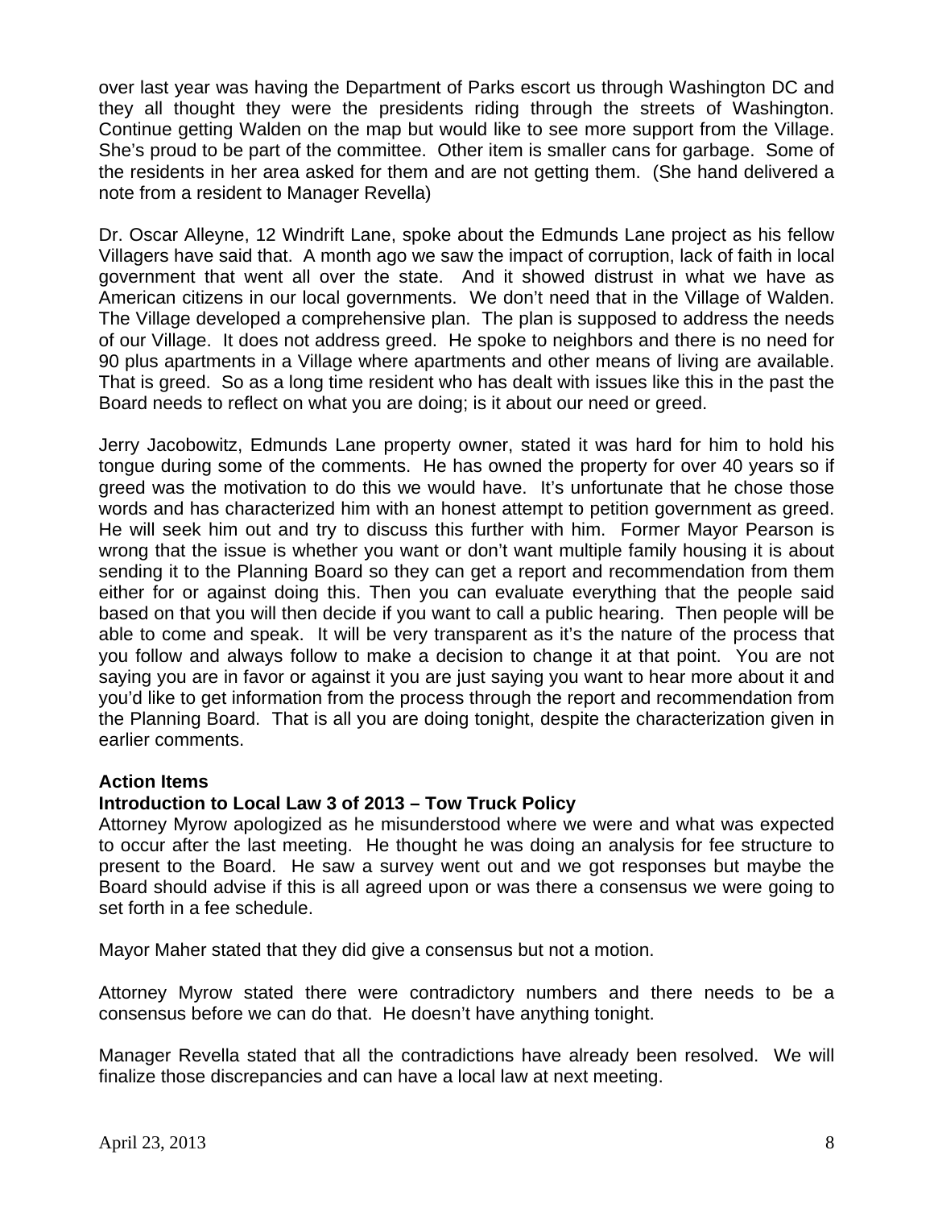over last year was having the Department of Parks escort us through Washington DC and they all thought they were the presidents riding through the streets of Washington. Continue getting Walden on the map but would like to see more support from the Village. She's proud to be part of the committee. Other item is smaller cans for garbage. Some of the residents in her area asked for them and are not getting them. (She hand delivered a note from a resident to Manager Revella)

Dr. Oscar Alleyne, 12 Windrift Lane, spoke about the Edmunds Lane project as his fellow Villagers have said that. A month ago we saw the impact of corruption, lack of faith in local government that went all over the state. And it showed distrust in what we have as American citizens in our local governments. We don't need that in the Village of Walden. The Village developed a comprehensive plan. The plan is supposed to address the needs of our Village. It does not address greed. He spoke to neighbors and there is no need for 90 plus apartments in a Village where apartments and other means of living are available. That is greed. So as a long time resident who has dealt with issues like this in the past the Board needs to reflect on what you are doing; is it about our need or greed.

Jerry Jacobowitz, Edmunds Lane property owner, stated it was hard for him to hold his tongue during some of the comments. He has owned the property for over 40 years so if greed was the motivation to do this we would have. It's unfortunate that he chose those words and has characterized him with an honest attempt to petition government as greed. He will seek him out and try to discuss this further with him. Former Mayor Pearson is wrong that the issue is whether you want or don't want multiple family housing it is about sending it to the Planning Board so they can get a report and recommendation from them either for or against doing this. Then you can evaluate everything that the people said based on that you will then decide if you want to call a public hearing. Then people will be able to come and speak. It will be very transparent as it's the nature of the process that you follow and always follow to make a decision to change it at that point. You are not saying you are in favor or against it you are just saying you want to hear more about it and you'd like to get information from the process through the report and recommendation from the Planning Board. That is all you are doing tonight, despite the characterization given in earlier comments.

**Action Items**

**Introduction to Local Law 3 of 2013 – Tow Truck Policy**

Attorney Myrow apologized as he misunderstood where we were and what was expected to occur after the last meeting. He thought he was doing an analysis for fee structure to present to the Board. He saw a survey went out and we got responses but maybe the Board should advise if this is all agreed upon or was there a consensus we were going to set forth in a fee schedule.

Mayor Maher stated that they did give a consensus but not a motion.

Attorney Myrow stated there were contradictory numbers and there needs to be a consensus before we can do that. He doesn't have anything tonight.

Manager Revella stated that all the contradictions have already been resolved. We will finalize those discrepancies and can have a local law at next meeting.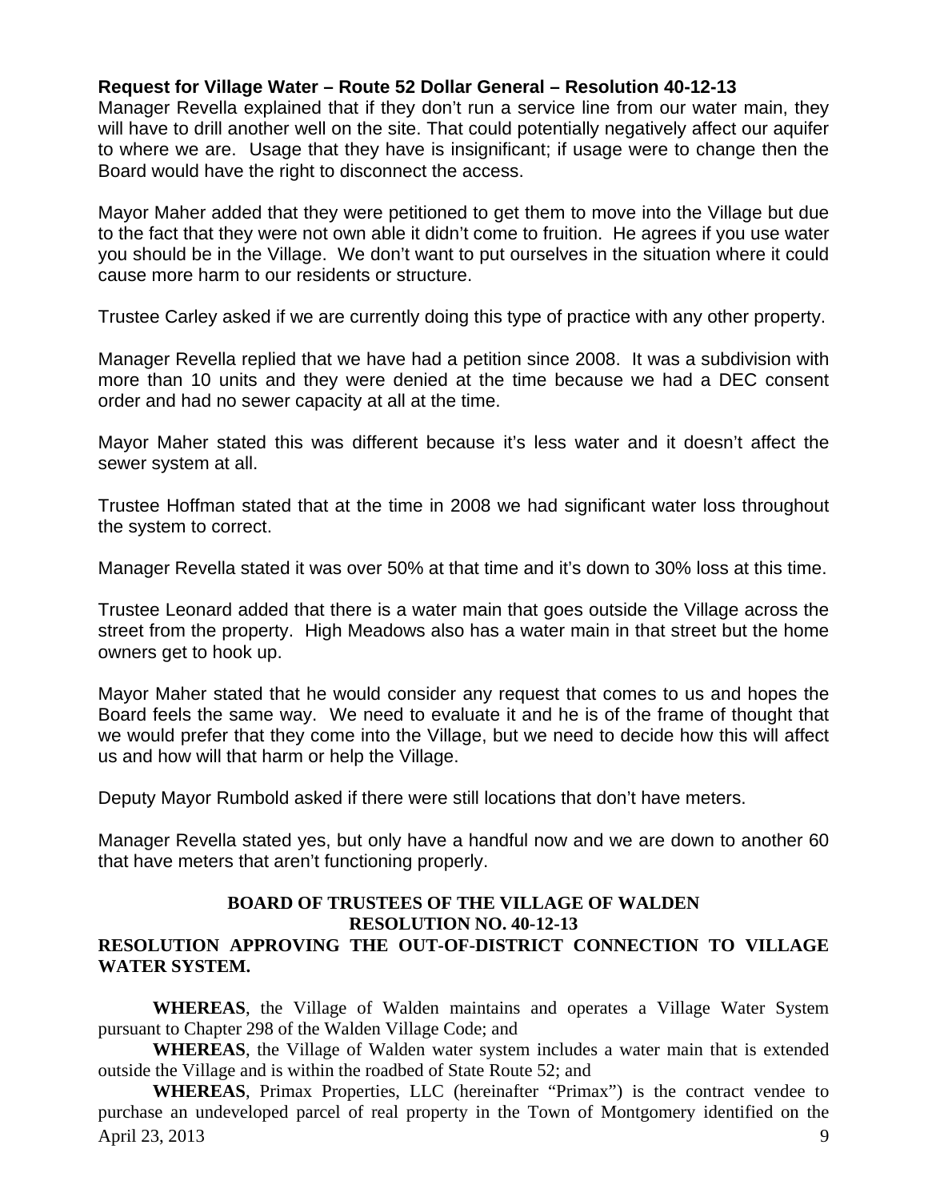**Request for Village Water – Route 52 Dollar General – Resolution 40-12-13**
Manager Revella explained that if they don't run a service line from our water main, they will have to drill another well on the site. That could potentially negatively affect our aquifer to where we are. Usage that they have is insignificant; if usage were to change then the Board would have the right to disconnect the access.

Mayor Maher added that they were petitioned to get them to move into the Village but due to the fact that they were not own able it didn't come to fruition. He agrees if you use water you should be in the Village. We don't want to put ourselves in the situation where it could cause more harm to our residents or structure.

Trustee Carley asked if we are currently doing this type of practice with any other property.

Manager Revella replied that we have had a petition since 2008. It was a subdivision with more than 10 units and they were denied at the time because we had a DEC consent order and had no sewer capacity at all at the time.

Mayor Maher stated this was different because it's less water and it doesn't affect the sewer system at all.

Trustee Hoffman stated that at the time in 2008 we had significant water loss throughout the system to correct.

Manager Revella stated it was over 50% at that time and it's down to 30% loss at this time.

Trustee Leonard added that there is a water main that goes outside the Village across the street from the property. High Meadows also has a water main in that street but the home owners get to hook up.

Mayor Maher stated that he would consider any request that comes to us and hopes the Board feels the same way. We need to evaluate it and he is of the frame of thought that we would prefer that they come into the Village, but we need to decide how this will affect us and how will that harm or help the Village.

Deputy Mayor Rumbold asked if there were still locations that don't have meters.

Manager Revella stated yes, but only have a handful now and we are down to another 60 that have meters that aren't functioning properly.

**BOARD OF TRUSTEES OF THE VILLAGE OF WALDEN**
**RESOLUTION NO. 40-12-13**
**RESOLUTION APPROVING THE OUT-OF-DISTRICT CONNECTION TO VILLAGE WATER SYSTEM.**

**WHEREAS**, the Village of Walden maintains and operates a Village Water System pursuant to Chapter 298 of the Walden Village Code; and

**WHEREAS**, the Village of Walden water system includes a water main that is extended outside the Village and is within the roadbed of State Route 52; and

**WHEREAS**, Primax Properties, LLC (hereinafter "Primax") is the contract vendee to purchase an undeveloped parcel of real property in the Town of Montgomery identified on the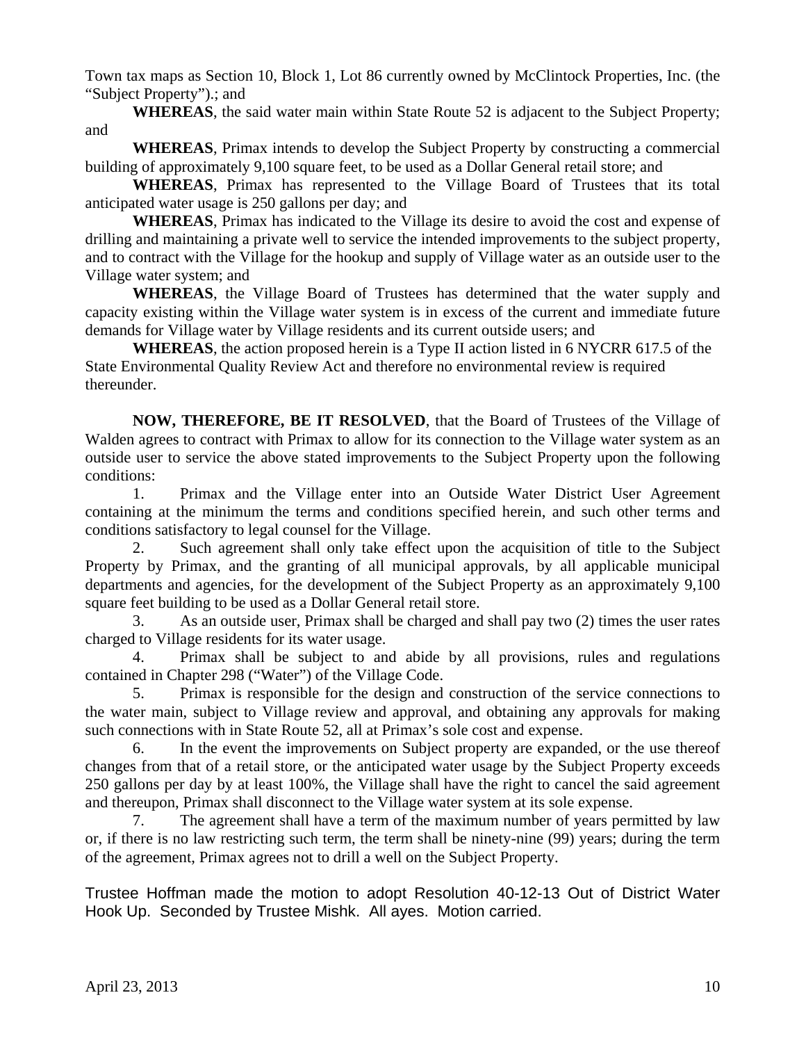Town tax maps as Section 10, Block 1, Lot 86 currently owned by McClintock Properties, Inc. (the "Subject Property").; and

**WHEREAS**, the said water main within State Route 52 is adjacent to the Subject Property; and

**WHEREAS**, Primax intends to develop the Subject Property by constructing a commercial building of approximately 9,100 square feet, to be used as a Dollar General retail store; and

**WHEREAS**, Primax has represented to the Village Board of Trustees that its total anticipated water usage is 250 gallons per day; and

**WHEREAS**, Primax has indicated to the Village its desire to avoid the cost and expense of drilling and maintaining a private well to service the intended improvements to the subject property, and to contract with the Village for the hookup and supply of Village water as an outside user to the Village water system; and

**WHEREAS**, the Village Board of Trustees has determined that the water supply and capacity existing within the Village water system is in excess of the current and immediate future demands for Village water by Village residents and its current outside users; and

**WHEREAS**, the action proposed herein is a Type II action listed in 6 NYCRR 617.5 of the State Environmental Quality Review Act and therefore no environmental review is required thereunder.

**NOW, THEREFORE, BE IT RESOLVED**, that the Board of Trustees of the Village of Walden agrees to contract with Primax to allow for its connection to the Village water system as an outside user to service the above stated improvements to the Subject Property upon the following conditions:

1. Primax and the Village enter into an Outside Water District User Agreement containing at the minimum the terms and conditions specified herein, and such other terms and conditions satisfactory to legal counsel for the Village.
2. Such agreement shall only take effect upon the acquisition of title to the Subject Property by Primax, and the granting of all municipal approvals, by all applicable municipal departments and agencies, for the development of the Subject Property as an approximately 9,100 square feet building to be used as a Dollar General retail store.
3. As an outside user, Primax shall be charged and shall pay two (2) times the user rates charged to Village residents for its water usage.
4. Primax shall be subject to and abide by all provisions, rules and regulations contained in Chapter 298 ("Water") of the Village Code.
5. Primax is responsible for the design and construction of the service connections to the water main, subject to Village review and approval, and obtaining any approvals for making such connections with in State Route 52, all at Primax's sole cost and expense.
6. In the event the improvements on Subject property are expanded, or the use thereof changes from that of a retail store, or the anticipated water usage by the Subject Property exceeds 250 gallons per day by at least 100%, the Village shall have the right to cancel the said agreement and thereupon, Primax shall disconnect to the Village water system at its sole expense.
7. The agreement shall have a term of the maximum number of years permitted by law or, if there is no law restricting such term, the term shall be ninety-nine (99) years; during the term of the agreement, Primax agrees not to drill a well on the Subject Property.

Trustee Hoffman made the motion to adopt Resolution 40-12-13 Out of District Water Hook Up. Seconded by Trustee Mishk. All ayes. Motion carried.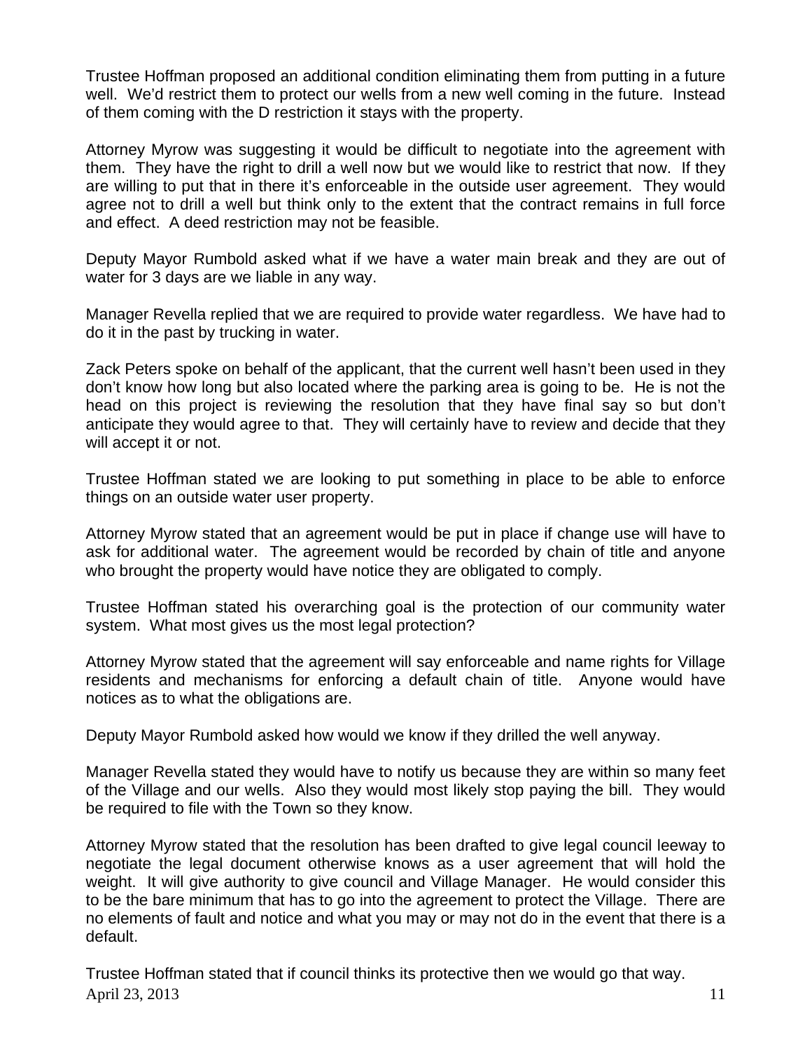Trustee Hoffman proposed an additional condition eliminating them from putting in a future well. We'd restrict them to protect our wells from a new well coming in the future. Instead of them coming with the D restriction it stays with the property.

Attorney Myrow was suggesting it would be difficult to negotiate into the agreement with them. They have the right to drill a well now but we would like to restrict that now. If they are willing to put that in there it's enforceable in the outside user agreement. They would agree not to drill a well but think only to the extent that the contract remains in full force and effect. A deed restriction may not be feasible.

Deputy Mayor Rumbold asked what if we have a water main break and they are out of water for 3 days are we liable in any way.

Manager Revella replied that we are required to provide water regardless. We have had to do it in the past by trucking in water.

Zack Peters spoke on behalf of the applicant, that the current well hasn't been used in they don't know how long but also located where the parking area is going to be. He is not the head on this project is reviewing the resolution that they have final say so but don't anticipate they would agree to that. They will certainly have to review and decide that they will accept it or not.

Trustee Hoffman stated we are looking to put something in place to be able to enforce things on an outside water user property.

Attorney Myrow stated that an agreement would be put in place if change use will have to ask for additional water. The agreement would be recorded by chain of title and anyone who brought the property would have notice they are obligated to comply.

Trustee Hoffman stated his overarching goal is the protection of our community water system. What most gives us the most legal protection?

Attorney Myrow stated that the agreement will say enforceable and name rights for Village residents and mechanisms for enforcing a default chain of title. Anyone would have notices as to what the obligations are.

Deputy Mayor Rumbold asked how would we know if they drilled the well anyway.

Manager Revella stated they would have to notify us because they are within so many feet of the Village and our wells. Also they would most likely stop paying the bill. They would be required to file with the Town so they know.

Attorney Myrow stated that the resolution has been drafted to give legal council leeway to negotiate the legal document otherwise knows as a user agreement that will hold the weight. It will give authority to give council and Village Manager. He would consider this to be the bare minimum that has to go into the agreement to protect the Village. There are no elements of fault and notice and what you may or may not do in the event that there is a default.

Trustee Hoffman stated that if council thinks its protective then we would go that way.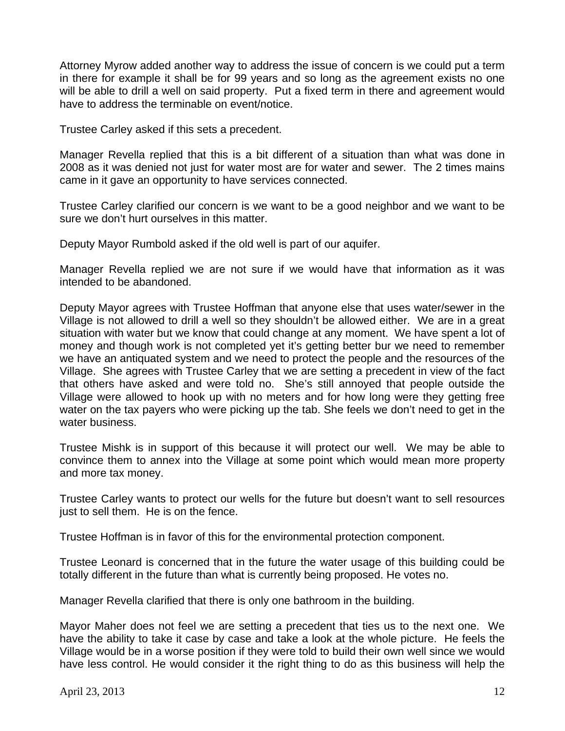Attorney Myrow added another way to address the issue of concern is we could put a term in there for example it shall be for 99 years and so long as the agreement exists no one will be able to drill a well on said property. Put a fixed term in there and agreement would have to address the terminable on event/notice.

Trustee Carley asked if this sets a precedent.

Manager Revella replied that this is a bit different of a situation than what was done in 2008 as it was denied not just for water most are for water and sewer. The 2 times mains came in it gave an opportunity to have services connected.

Trustee Carley clarified our concern is we want to be a good neighbor and we want to be sure we don't hurt ourselves in this matter.

Deputy Mayor Rumbold asked if the old well is part of our aquifer.

Manager Revella replied we are not sure if we would have that information as it was intended to be abandoned.

Deputy Mayor agrees with Trustee Hoffman that anyone else that uses water/sewer in the Village is not allowed to drill a well so they shouldn't be allowed either. We are in a great situation with water but we know that could change at any moment. We have spent a lot of money and though work is not completed yet it's getting better bur we need to remember we have an antiquated system and we need to protect the people and the resources of the Village. She agrees with Trustee Carley that we are setting a precedent in view of the fact that others have asked and were told no. She's still annoyed that people outside the Village were allowed to hook up with no meters and for how long were they getting free water on the tax payers who were picking up the tab. She feels we don't need to get in the water business.

Trustee Mishk is in support of this because it will protect our well. We may be able to convince them to annex into the Village at some point which would mean more property and more tax money.

Trustee Carley wants to protect our wells for the future but doesn't want to sell resources just to sell them. He is on the fence.

Trustee Hoffman is in favor of this for the environmental protection component.

Trustee Leonard is concerned that in the future the water usage of this building could be totally different in the future than what is currently being proposed. He votes no.

Manager Revella clarified that there is only one bathroom in the building.

Mayor Maher does not feel we are setting a precedent that ties us to the next one. We have the ability to take it case by case and take a look at the whole picture. He feels the Village would be in a worse position if they were told to build their own well since we would have less control. He would consider it the right thing to do as this business will help the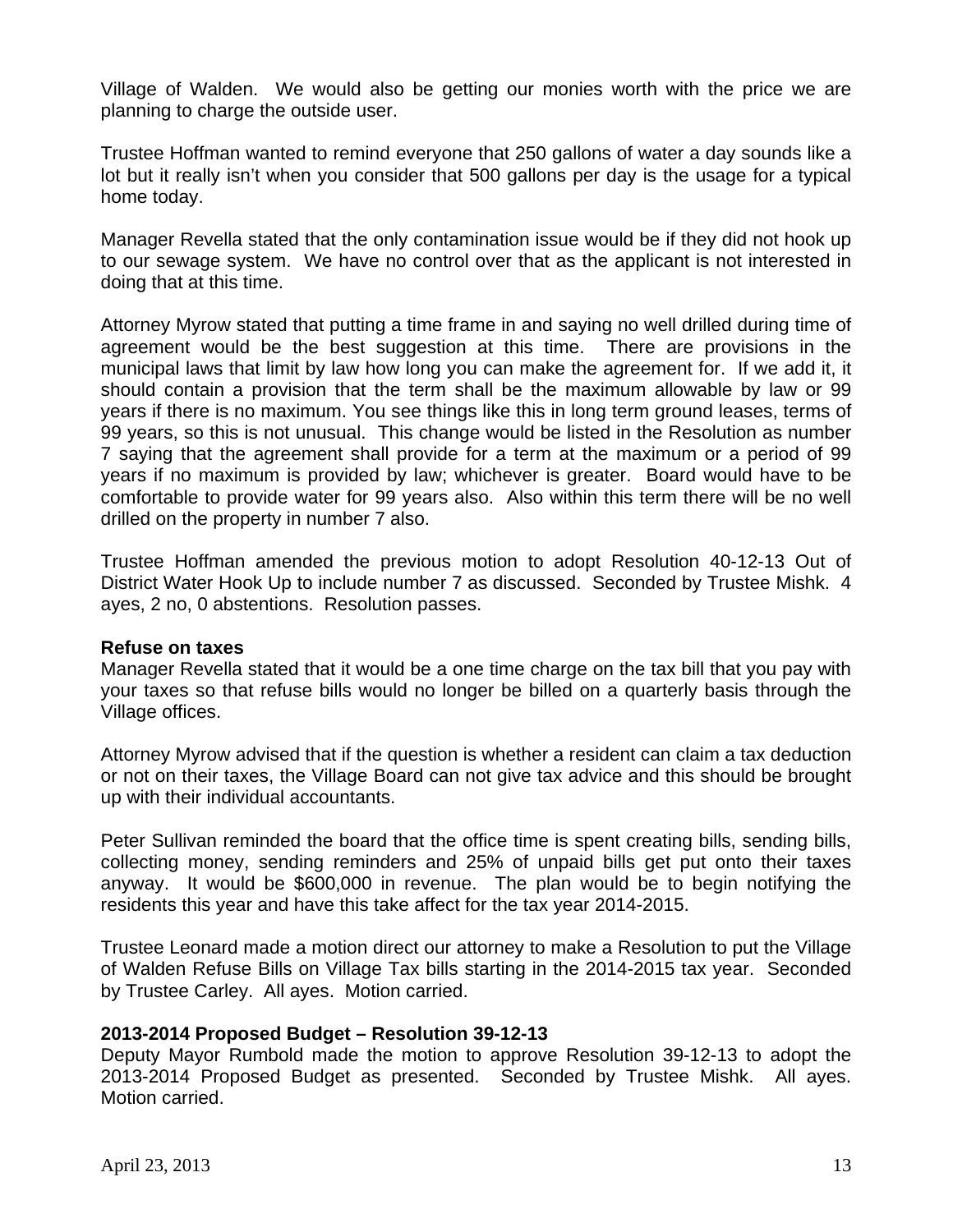Village of Walden. We would also be getting our monies worth with the price we are planning to charge the outside user.

Trustee Hoffman wanted to remind everyone that 250 gallons of water a day sounds like a lot but it really isn't when you consider that 500 gallons per day is the usage for a typical home today.

Manager Revella stated that the only contamination issue would be if they did not hook up to our sewage system. We have no control over that as the applicant is not interested in doing that at this time.

Attorney Myrow stated that putting a time frame in and saying no well drilled during time of agreement would be the best suggestion at this time. There are provisions in the municipal laws that limit by law how long you can make the agreement for. If we add it, it should contain a provision that the term shall be the maximum allowable by law or 99 years if there is no maximum. You see things like this in long term ground leases, terms of 99 years, so this is not unusual. This change would be listed in the Resolution as number 7 saying that the agreement shall provide for a term at the maximum or a period of 99 years if no maximum is provided by law; whichever is greater. Board would have to be comfortable to provide water for 99 years also. Also within this term there will be no well drilled on the property in number 7 also.

Trustee Hoffman amended the previous motion to adopt Resolution 40-12-13 Out of District Water Hook Up to include number 7 as discussed. Seconded by Trustee Mishk. 4 ayes, 2 no, 0 abstentions. Resolution passes.

**Refuse on taxes**

Manager Revella stated that it would be a one time charge on the tax bill that you pay with your taxes so that refuse bills would no longer be billed on a quarterly basis through the Village offices.

Attorney Myrow advised that if the question is whether a resident can claim a tax deduction or not on their taxes, the Village Board can not give tax advice and this should be brought up with their individual accountants.

Peter Sullivan reminded the board that the office time is spent creating bills, sending bills, collecting money, sending reminders and 25% of unpaid bills get put onto their taxes anyway. It would be $600,000 in revenue. The plan would be to begin notifying the residents this year and have this take affect for the tax year 2014-2015.

Trustee Leonard made a motion direct our attorney to make a Resolution to put the Village of Walden Refuse Bills on Village Tax bills starting in the 2014-2015 tax year. Seconded by Trustee Carley. All ayes. Motion carried.

**2013-2014 Proposed Budget – Resolution 39-12-13**

Deputy Mayor Rumbold made the motion to approve Resolution 39-12-13 to adopt the 2013-2014 Proposed Budget as presented. Seconded by Trustee Mishk. All ayes. Motion carried.

April 23, 2013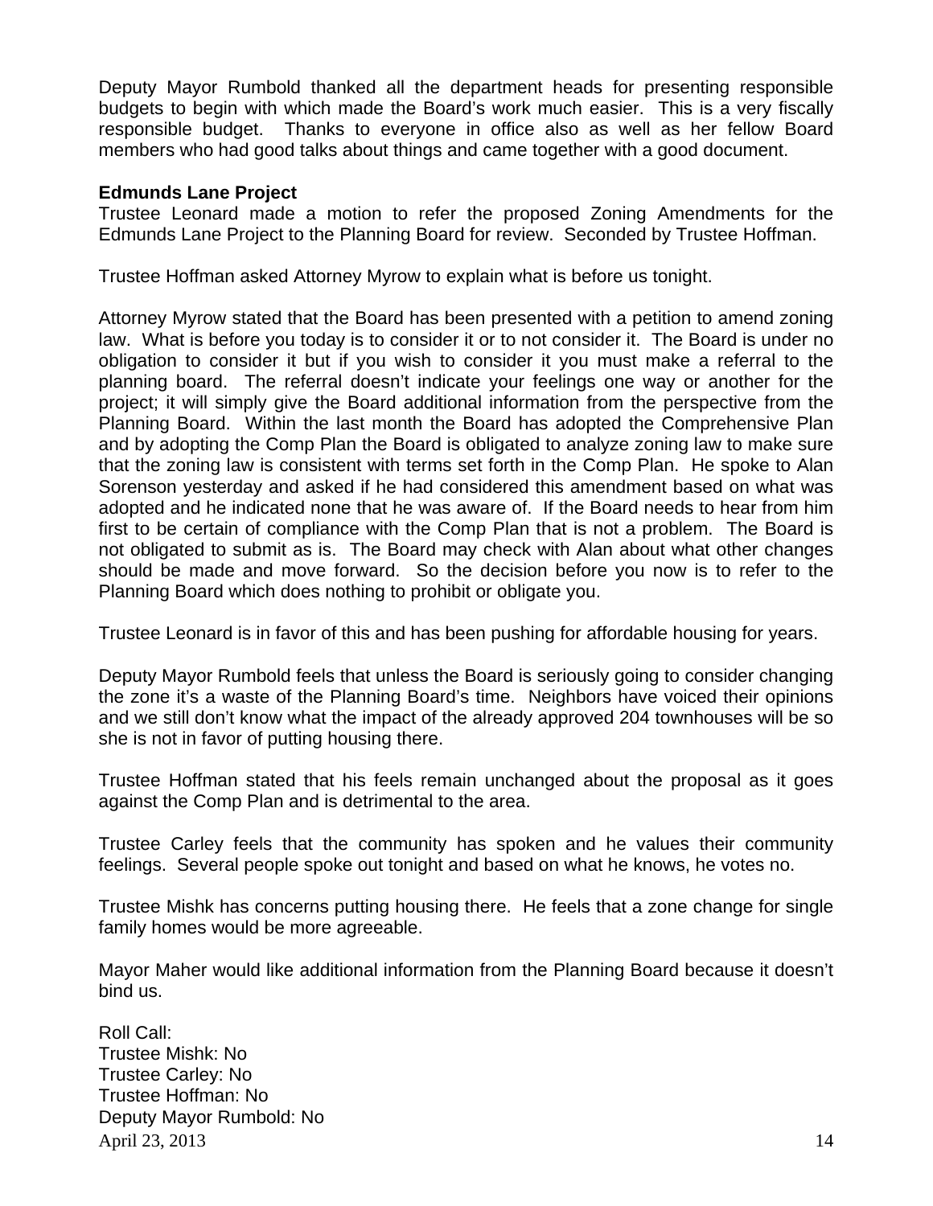Deputy Mayor Rumbold thanked all the department heads for presenting responsible budgets to begin with which made the Board's work much easier. This is a very fiscally responsible budget. Thanks to everyone in office also as well as her fellow Board members who had good talks about things and came together with a good document.

**Edmunds Lane Project**

Trustee Leonard made a motion to refer the proposed Zoning Amendments for the Edmunds Lane Project to the Planning Board for review. Seconded by Trustee Hoffman.

Trustee Hoffman asked Attorney Myrow to explain what is before us tonight.

Attorney Myrow stated that the Board has been presented with a petition to amend zoning law. What is before you today is to consider it or to not consider it. The Board is under no obligation to consider it but if you wish to consider it you must make a referral to the planning board. The referral doesn't indicate your feelings one way or another for the project; it will simply give the Board additional information from the perspective from the Planning Board. Within the last month the Board has adopted the Comprehensive Plan and by adopting the Comp Plan the Board is obligated to analyze zoning law to make sure that the zoning law is consistent with terms set forth in the Comp Plan. He spoke to Alan Sorenson yesterday and asked if he had considered this amendment based on what was adopted and he indicated none that he was aware of. If the Board needs to hear from him first to be certain of compliance with the Comp Plan that is not a problem. The Board is not obligated to submit as is. The Board may check with Alan about what other changes should be made and move forward. So the decision before you now is to refer to the Planning Board which does nothing to prohibit or obligate you.

Trustee Leonard is in favor of this and has been pushing for affordable housing for years.

Deputy Mayor Rumbold feels that unless the Board is seriously going to consider changing the zone it's a waste of the Planning Board's time. Neighbors have voiced their opinions and we still don't know what the impact of the already approved 204 townhouses will be so she is not in favor of putting housing there.

Trustee Hoffman stated that his feels remain unchanged about the proposal as it goes against the Comp Plan and is detrimental to the area.

Trustee Carley feels that the community has spoken and he values their community feelings. Several people spoke out tonight and based on what he knows, he votes no.

Trustee Mishk has concerns putting housing there. He feels that a zone change for single family homes would be more agreeable.

Mayor Maher would like additional information from the Planning Board because it doesn't bind us.

Roll Call:  
Trustee Mishk: No  
Trustee Carley: No  
Trustee Hoffman: No  
Deputy Mayor Rumbold: No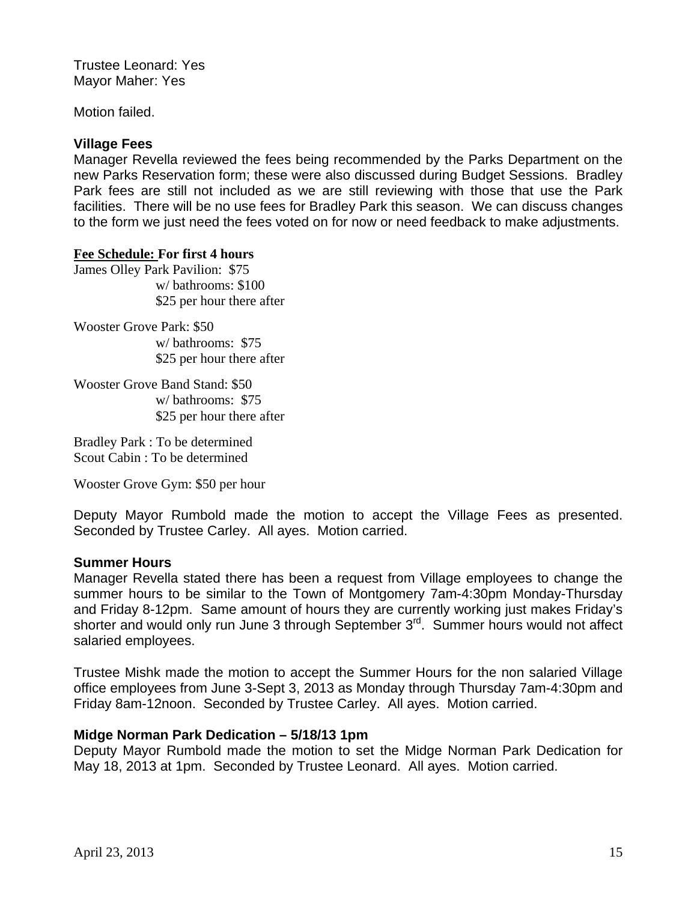Trustee Leonard: Yes
Mayor Maher: Yes

Motion failed.

### Village Fees

Manager Revella reviewed the fees being recommended by the Parks Department on the new Parks Reservation form; these were also discussed during Budget Sessions. Bradley Park fees are still not included as we are still reviewing with those that use the Park facilities. There will be no use fees for Bradley Park this season. We can discuss changes to the form we just need the fees voted on for now or need feedback to make adjustments.

**Fee Schedule: For first 4 hours**

James Olley Park Pavilion: $75
w/ bathrooms: $100
$25 per hour there after

Wooster Grove Park: $50
w/ bathrooms: $75
$25 per hour there after

Wooster Grove Band Stand: $50
w/ bathrooms: $75
$25 per hour there after

Bradley Park : To be determined
Scout Cabin : To be determined

Wooster Grove Gym: $50 per hour

Deputy Mayor Rumbold made the motion to accept the Village Fees as presented. Seconded by Trustee Carley. All ayes. Motion carried.

### Summer Hours

Manager Revella stated there has been a request from Village employees to change the summer hours to be similar to the Town of Montgomery 7am-4:30pm Monday-Thursday and Friday 8-12pm. Same amount of hours they are currently working just makes Friday's shorter and would only run June 3 through September 3rd. Summer hours would not affect salaried employees.

Trustee Mishk made the motion to accept the Summer Hours for the non salaried Village office employees from June 3-Sept 3, 2013 as Monday through Thursday 7am-4:30pm and Friday 8am-12noon. Seconded by Trustee Carley. All ayes. Motion carried.

### Midge Norman Park Dedication – 5/18/13 1pm

Deputy Mayor Rumbold made the motion to set the Midge Norman Park Dedication for May 18, 2013 at 1pm. Seconded by Trustee Leonard. All ayes. Motion carried.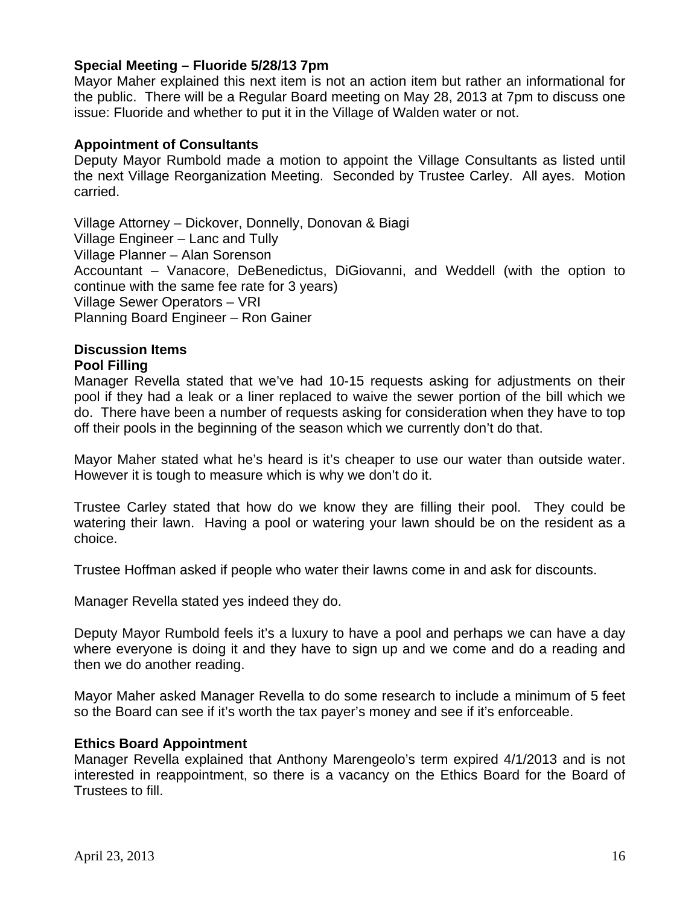**Special Meeting – Fluoride 5/28/13 7pm**

Mayor Maher explained this next item is not an action item but rather an informational for the public. There will be a Regular Board meeting on May 28, 2013 at 7pm to discuss one issue: Fluoride and whether to put it in the Village of Walden water or not.

**Appointment of Consultants**

Deputy Mayor Rumbold made a motion to appoint the Village Consultants as listed until the next Village Reorganization Meeting. Seconded by Trustee Carley. All ayes. Motion carried.

Village Attorney – Dickover, Donnelly, Donovan & Biagi
Village Engineer – Lanc and Tully
Village Planner – Alan Sorenson
Accountant – Vanacore, DeBenedictus, DiGiovanni, and Weddell (with the option to continue with the same fee rate for 3 years)
Village Sewer Operators – VRI
Planning Board Engineer – Ron Gainer

**Discussion Items**

**Pool Filling**

Manager Revella stated that we've had 10-15 requests asking for adjustments on their pool if they had a leak or a liner replaced to waive the sewer portion of the bill which we do. There have been a number of requests asking for consideration when they have to top off their pools in the beginning of the season which we currently don't do that.

Mayor Maher stated what he's heard is it's cheaper to use our water than outside water. However it is tough to measure which is why we don't do it.

Trustee Carley stated that how do we know they are filling their pool. They could be watering their lawn. Having a pool or watering your lawn should be on the resident as a choice.

Trustee Hoffman asked if people who water their lawns come in and ask for discounts.

Manager Revella stated yes indeed they do.

Deputy Mayor Rumbold feels it's a luxury to have a pool and perhaps we can have a day where everyone is doing it and they have to sign up and we come and do a reading and then we do another reading.

Mayor Maher asked Manager Revella to do some research to include a minimum of 5 feet so the Board can see if it's worth the tax payer's money and see if it's enforceable.

**Ethics Board Appointment**

Manager Revella explained that Anthony Marengeolo's term expired 4/1/2013 and is not interested in reappointment, so there is a vacancy on the Ethics Board for the Board of Trustees to fill.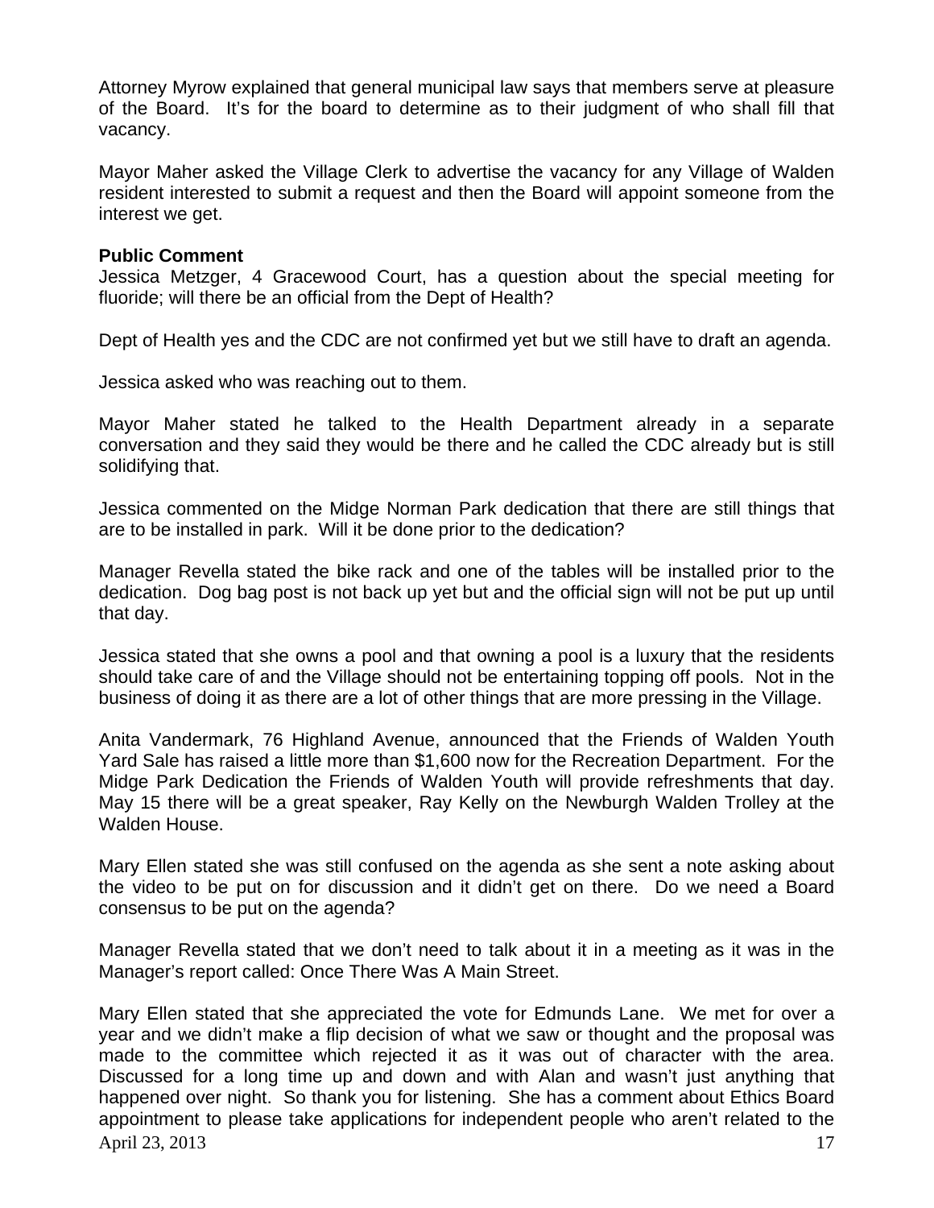Attorney Myrow explained that general municipal law says that members serve at pleasure of the Board. It's for the board to determine as to their judgment of who shall fill that vacancy.

Mayor Maher asked the Village Clerk to advertise the vacancy for any Village of Walden resident interested to submit a request and then the Board will appoint someone from the interest we get.

**Public Comment**

Jessica Metzger, 4 Gracewood Court, has a question about the special meeting for fluoride; will there be an official from the Dept of Health?

Dept of Health yes and the CDC are not confirmed yet but we still have to draft an agenda.

Jessica asked who was reaching out to them.

Mayor Maher stated he talked to the Health Department already in a separate conversation and they said they would be there and he called the CDC already but is still solidifying that.

Jessica commented on the Midge Norman Park dedication that there are still things that are to be installed in park. Will it be done prior to the dedication?

Manager Revella stated the bike rack and one of the tables will be installed prior to the dedication. Dog bag post is not back up yet but and the official sign will not be put up until that day.

Jessica stated that she owns a pool and that owning a pool is a luxury that the residents should take care of and the Village should not be entertaining topping off pools. Not in the business of doing it as there are a lot of other things that are more pressing in the Village.

Anita Vandermark, 76 Highland Avenue, announced that the Friends of Walden Youth Yard Sale has raised a little more than $1,600 now for the Recreation Department. For the Midge Park Dedication the Friends of Walden Youth will provide refreshments that day. May 15 there will be a great speaker, Ray Kelly on the Newburgh Walden Trolley at the Walden House.

Mary Ellen stated she was still confused on the agenda as she sent a note asking about the video to be put on for discussion and it didn't get on there. Do we need a Board consensus to be put on the agenda?

Manager Revella stated that we don't need to talk about it in a meeting as it was in the Manager's report called: Once There Was A Main Street.

Mary Ellen stated that she appreciated the vote for Edmunds Lane. We met for over a year and we didn't make a flip decision of what we saw or thought and the proposal was made to the committee which rejected it as it was out of character with the area. Discussed for a long time up and down and with Alan and wasn't just anything that happened over night. So thank you for listening. She has a comment about Ethics Board appointment to please take applications for independent people who aren't related to the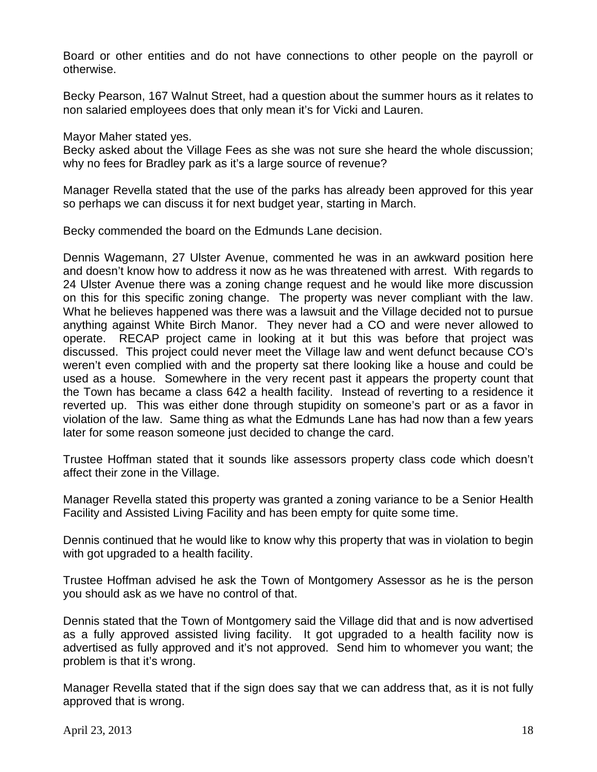Board or other entities and do not have connections to other people on the payroll or otherwise.

Becky Pearson, 167 Walnut Street, had a question about the summer hours as it relates to non salaried employees does that only mean it's for Vicki and Lauren.

Mayor Maher stated yes.
Becky asked about the Village Fees as she was not sure she heard the whole discussion; why no fees for Bradley park as it's a large source of revenue?

Manager Revella stated that the use of the parks has already been approved for this year so perhaps we can discuss it for next budget year, starting in March.

Becky commended the board on the Edmunds Lane decision.

Dennis Wagemann, 27 Ulster Avenue, commented he was in an awkward position here and doesn't know how to address it now as he was threatened with arrest. With regards to 24 Ulster Avenue there was a zoning change request and he would like more discussion on this for this specific zoning change. The property was never compliant with the law. What he believes happened was there was a lawsuit and the Village decided not to pursue anything against White Birch Manor. They never had a CO and were never allowed to operate. RECAP project came in looking at it but this was before that project was discussed. This project could never meet the Village law and went defunct because CO's weren't even complied with and the property sat there looking like a house and could be used as a house. Somewhere in the very recent past it appears the property count that the Town has became a class 642 a health facility. Instead of reverting to a residence it reverted up. This was either done through stupidity on someone's part or as a favor in violation of the law. Same thing as what the Edmunds Lane has had now than a few years later for some reason someone just decided to change the card.

Trustee Hoffman stated that it sounds like assessors property class code which doesn't affect their zone in the Village.

Manager Revella stated this property was granted a zoning variance to be a Senior Health Facility and Assisted Living Facility and has been empty for quite some time.

Dennis continued that he would like to know why this property that was in violation to begin with got upgraded to a health facility.

Trustee Hoffman advised he ask the Town of Montgomery Assessor as he is the person you should ask as we have no control of that.

Dennis stated that the Town of Montgomery said the Village did that and is now advertised as a fully approved assisted living facility. It got upgraded to a health facility now is advertised as fully approved and it's not approved. Send him to whomever you want; the problem is that it's wrong.

Manager Revella stated that if the sign does say that we can address that, as it is not fully approved that is wrong.

April 23, 2013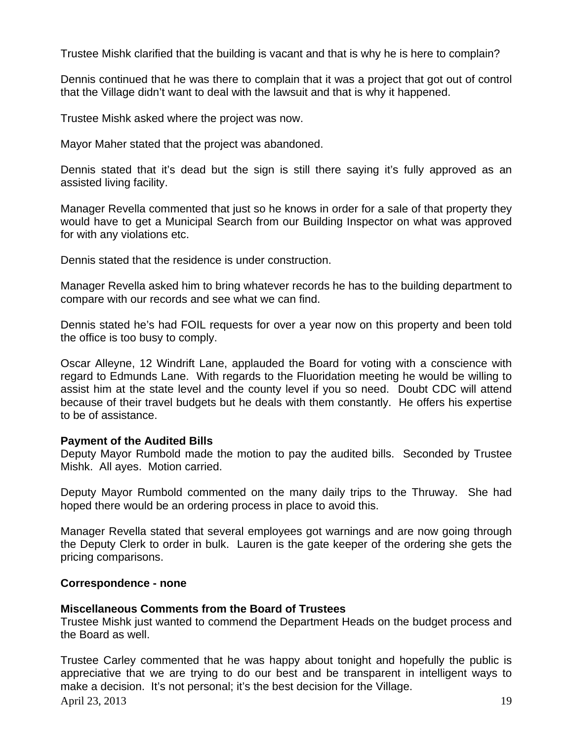Trustee Mishk clarified that the building is vacant and that is why he is here to complain?

Dennis continued that he was there to complain that it was a project that got out of control that the Village didn't want to deal with the lawsuit and that is why it happened.

Trustee Mishk asked where the project was now.

Mayor Maher stated that the project was abandoned.

Dennis stated that it's dead but the sign is still there saying it's fully approved as an assisted living facility.

Manager Revella commented that just so he knows in order for a sale of that property they would have to get a Municipal Search from our Building Inspector on what was approved for with any violations etc.

Dennis stated that the residence is under construction.

Manager Revella asked him to bring whatever records he has to the building department to compare with our records and see what we can find.

Dennis stated he's had FOIL requests for over a year now on this property and been told the office is too busy to comply.

Oscar Alleyne, 12 Windrift Lane, applauded the Board for voting with a conscience with regard to Edmunds Lane. With regards to the Fluoridation meeting he would be willing to assist him at the state level and the county level if you so need. Doubt CDC will attend because of their travel budgets but he deals with them constantly. He offers his expertise to be of assistance.

**Payment of the Audited Bills**
Deputy Mayor Rumbold made the motion to pay the audited bills. Seconded by Trustee Mishk. All ayes. Motion carried.

Deputy Mayor Rumbold commented on the many daily trips to the Thruway. She had hoped there would be an ordering process in place to avoid this.

Manager Revella stated that several employees got warnings and are now going through the Deputy Clerk to order in bulk. Lauren is the gate keeper of the ordering she gets the pricing comparisons.

**Correspondence - none**

**Miscellaneous Comments from the Board of Trustees**
Trustee Mishk just wanted to commend the Department Heads on the budget process and the Board as well.

Trustee Carley commented that he was happy about tonight and hopefully the public is appreciative that we are trying to do our best and be transparent in intelligent ways to make a decision. It's not personal; it's the best decision for the Village.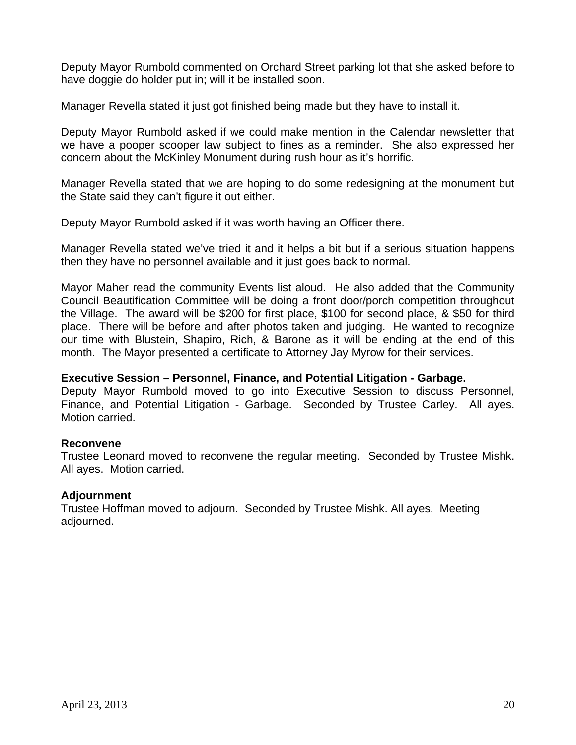Deputy Mayor Rumbold commented on Orchard Street parking lot that she asked before to have doggie do holder put in; will it be installed soon.

Manager Revella stated it just got finished being made but they have to install it.

Deputy Mayor Rumbold asked if we could make mention in the Calendar newsletter that we have a pooper scooper law subject to fines as a reminder. She also expressed her concern about the McKinley Monument during rush hour as it's horrific.

Manager Revella stated that we are hoping to do some redesigning at the monument but the State said they can't figure it out either.

Deputy Mayor Rumbold asked if it was worth having an Officer there.

Manager Revella stated we've tried it and it helps a bit but if a serious situation happens then they have no personnel available and it just goes back to normal.

Mayor Maher read the community Events list aloud. He also added that the Community Council Beautification Committee will be doing a front door/porch competition throughout the Village. The award will be $200 for first place, $100 for second place, & $50 for third place. There will be before and after photos taken and judging. He wanted to recognize our time with Blustein, Shapiro, Rich, & Barone as it will be ending at the end of this month. The Mayor presented a certificate to Attorney Jay Myrow for their services.

**Executive Session – Personnel, Finance, and Potential Litigation - Garbage.**
Deputy Mayor Rumbold moved to go into Executive Session to discuss Personnel, Finance, and Potential Litigation - Garbage. Seconded by Trustee Carley. All ayes. Motion carried.

**Reconvene**
Trustee Leonard moved to reconvene the regular meeting. Seconded by Trustee Mishk. All ayes. Motion carried.

**Adjournment**
Trustee Hoffman moved to adjourn. Seconded by Trustee Mishk. All ayes. Meeting adjourned.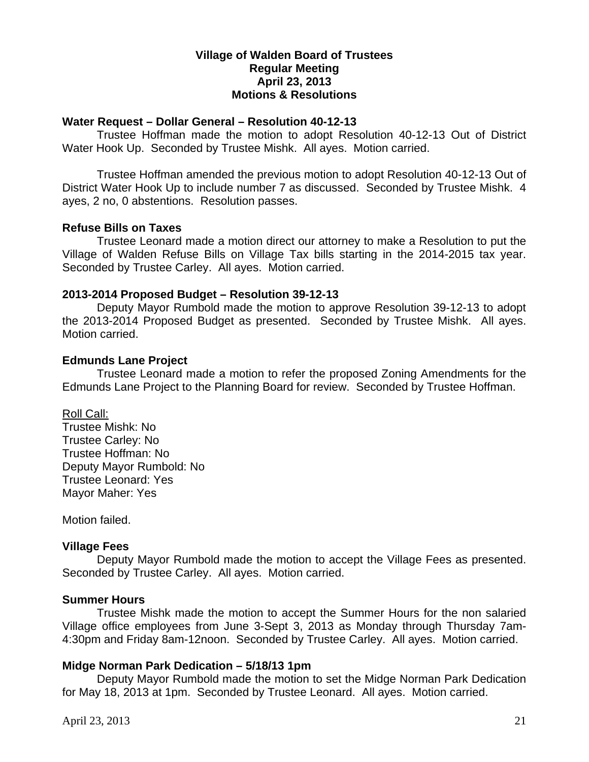# Village of Walden Board of Trustees
## Regular Meeting
## April 23, 2013
## Motions & Resolutions

**Water Request – Dollar General – Resolution 40-12-13**

Trustee Hoffman made the motion to adopt Resolution 40-12-13 Out of District Water Hook Up. Seconded by Trustee Mishk. All ayes. Motion carried.

Trustee Hoffman amended the previous motion to adopt Resolution 40-12-13 Out of District Water Hook Up to include number 7 as discussed. Seconded by Trustee Mishk. 4 ayes, 2 no, 0 abstentions. Resolution passes.

**Refuse Bills on Taxes**

Trustee Leonard made a motion direct our attorney to make a Resolution to put the Village of Walden Refuse Bills on Village Tax bills starting in the 2014-2015 tax year. Seconded by Trustee Carley. All ayes. Motion carried.

**2013-2014 Proposed Budget – Resolution 39-12-13**

Deputy Mayor Rumbold made the motion to approve Resolution 39-12-13 to adopt the 2013-2014 Proposed Budget as presented. Seconded by Trustee Mishk. All ayes. Motion carried.

**Edmunds Lane Project**

Trustee Leonard made a motion to refer the proposed Zoning Amendments for the Edmunds Lane Project to the Planning Board for review. Seconded by Trustee Hoffman.

<u>Roll Call:</u>
Trustee Mishk: No
Trustee Carley: No
Trustee Hoffman: No
Deputy Mayor Rumbold: No
Trustee Leonard: Yes
Mayor Maher: Yes

Motion failed.

**Village Fees**

Deputy Mayor Rumbold made the motion to accept the Village Fees as presented. Seconded by Trustee Carley. All ayes. Motion carried.

**Summer Hours**

Trustee Mishk made the motion to accept the Summer Hours for the non salaried Village office employees from June 3-Sept 3, 2013 as Monday through Thursday 7am-4:30pm and Friday 8am-12noon. Seconded by Trustee Carley. All ayes. Motion carried.

**Midge Norman Park Dedication – 5/18/13 1pm**

Deputy Mayor Rumbold made the motion to set the Midge Norman Park Dedication for May 18, 2013 at 1pm. Seconded by Trustee Leonard. All ayes. Motion carried.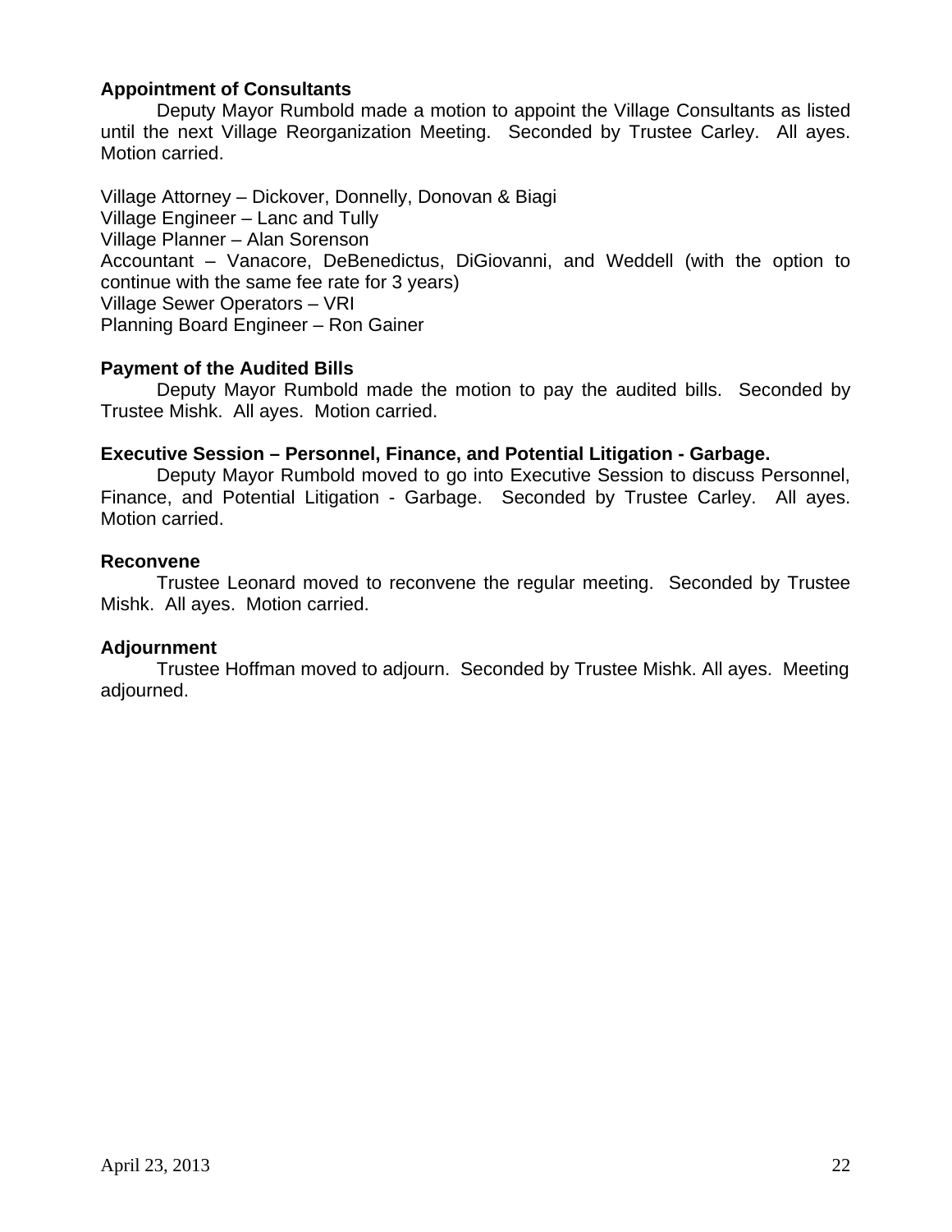**Appointment of Consultants**

Deputy Mayor Rumbold made a motion to appoint the Village Consultants as listed until the next Village Reorganization Meeting. Seconded by Trustee Carley. All ayes. Motion carried.

Village Attorney – Dickover, Donnelly, Donovan & Biagi
Village Engineer – Lanc and Tully
Village Planner – Alan Sorenson
Accountant – Vanacore, DeBenedictus, DiGiovanni, and Weddell (with the option to continue with the same fee rate for 3 years)
Village Sewer Operators – VRI
Planning Board Engineer – Ron Gainer

**Payment of the Audited Bills**

Deputy Mayor Rumbold made the motion to pay the audited bills. Seconded by Trustee Mishk. All ayes. Motion carried.

**Executive Session – Personnel, Finance, and Potential Litigation - Garbage.**

Deputy Mayor Rumbold moved to go into Executive Session to discuss Personnel, Finance, and Potential Litigation - Garbage. Seconded by Trustee Carley. All ayes. Motion carried.

**Reconvene**

Trustee Leonard moved to reconvene the regular meeting. Seconded by Trustee Mishk. All ayes. Motion carried.

**Adjournment**

Trustee Hoffman moved to adjourn. Seconded by Trustee Mishk. All ayes. Meeting adjourned.